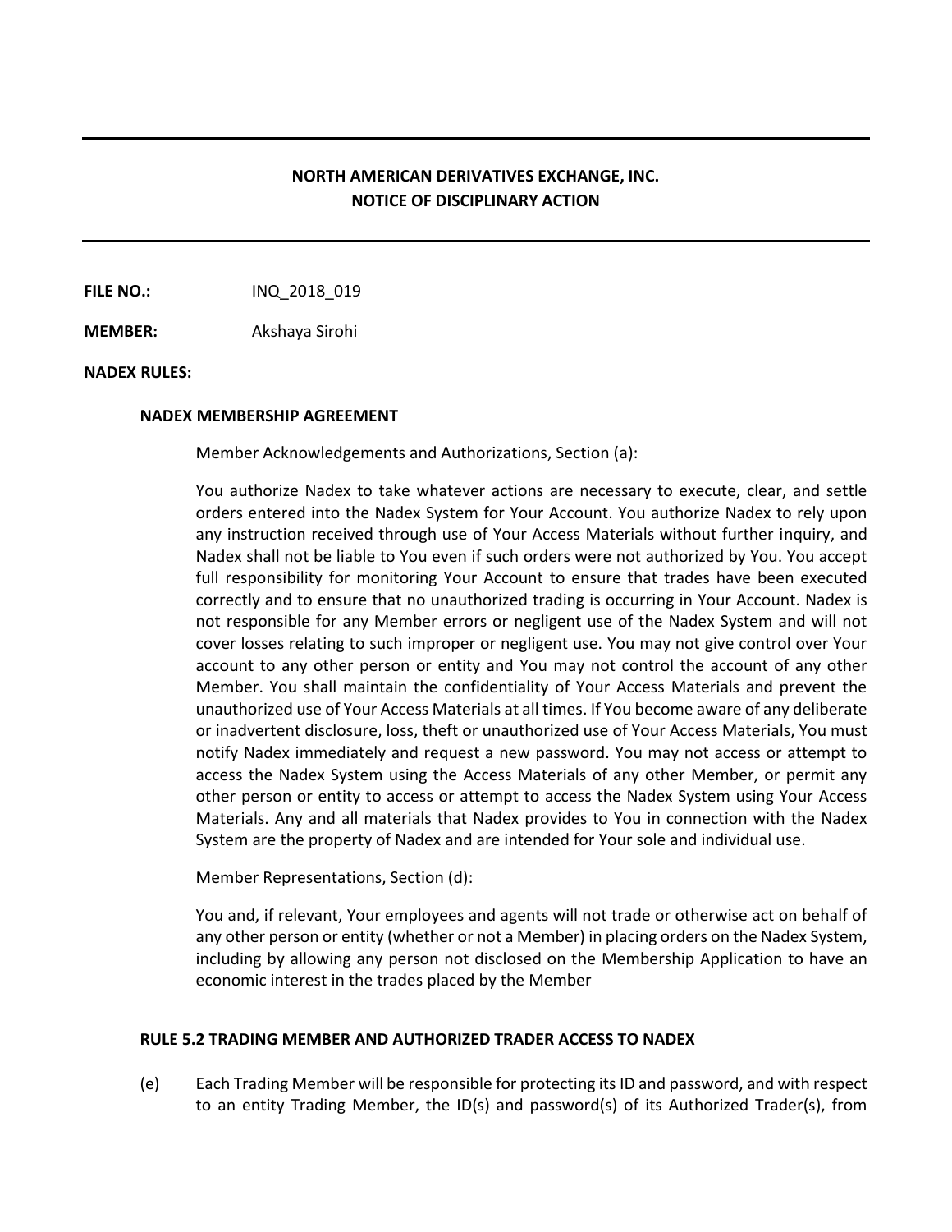---

# NORTH AMERICAN DERIVATIVES EXCHANGE, INC.
## NOTICE OF DISCIPLINARY ACTION

---

**FILE NO.:** INQ_2018_019

**MEMBER:** Akshaya Sirohi

**NADEX RULES:**

**NADEX MEMBERSHIP AGREEMENT**

Member Acknowledgements and Authorizations, Section (a):

You authorize Nadex to take whatever actions are necessary to execute, clear, and settle orders entered into the Nadex System for Your Account. You authorize Nadex to rely upon any instruction received through use of Your Access Materials without further inquiry, and Nadex shall not be liable to You even if such orders were not authorized by You. You accept full responsibility for monitoring Your Account to ensure that trades have been executed correctly and to ensure that no unauthorized trading is occurring in Your Account. Nadex is not responsible for any Member errors or negligent use of the Nadex System and will not cover losses relating to such improper or negligent use. You may not give control over Your account to any other person or entity and You may not control the account of any other Member. You shall maintain the confidentiality of Your Access Materials and prevent the unauthorized use of Your Access Materials at all times. If You become aware of any deliberate or inadvertent disclosure, loss, theft or unauthorized use of Your Access Materials, You must notify Nadex immediately and request a new password. You may not access or attempt to access the Nadex System using the Access Materials of any other Member, or permit any other person or entity to access or attempt to access the Nadex System using Your Access Materials. Any and all materials that Nadex provides to You in connection with the Nadex System are the property of Nadex and are intended for Your sole and individual use.

Member Representations, Section (d):

You and, if relevant, Your employees and agents will not trade or otherwise act on behalf of any other person or entity (whether or not a Member) in placing orders on the Nadex System, including by allowing any person not disclosed on the Membership Application to have an economic interest in the trades placed by the Member

**RULE 5.2 TRADING MEMBER AND AUTHORIZED TRADER ACCESS TO NADEX**

(e) Each Trading Member will be responsible for protecting its ID and password, and with respect to an entity Trading Member, the ID(s) and password(s) of its Authorized Trader(s), from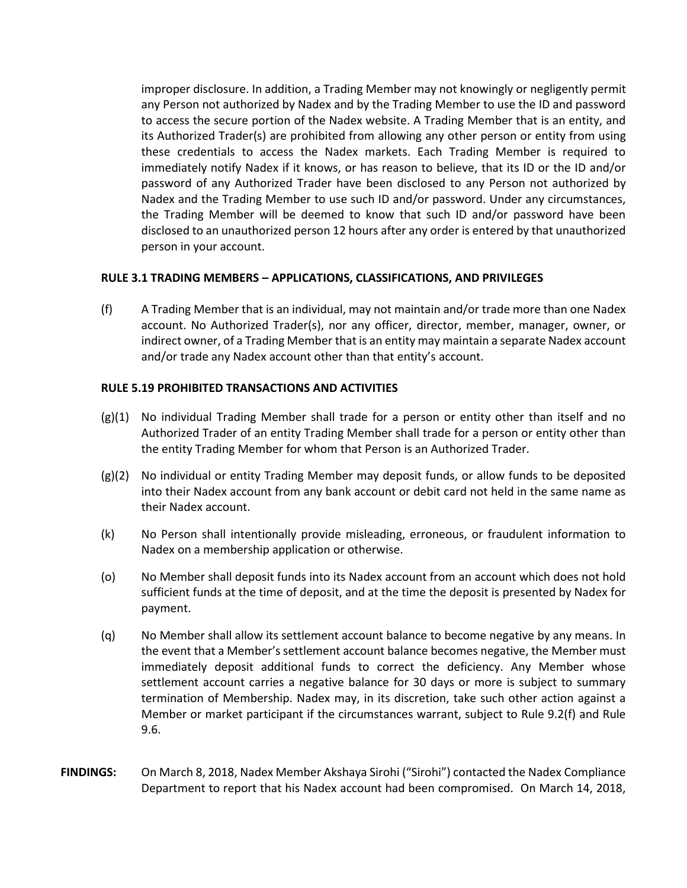improper disclosure. In addition, a Trading Member may not knowingly or negligently permit any Person not authorized by Nadex and by the Trading Member to use the ID and password to access the secure portion of the Nadex website. A Trading Member that is an entity, and its Authorized Trader(s) are prohibited from allowing any other person or entity from using these credentials to access the Nadex markets. Each Trading Member is required to immediately notify Nadex if it knows, or has reason to believe, that its ID or the ID and/or password of any Authorized Trader have been disclosed to any Person not authorized by Nadex and the Trading Member to use such ID and/or password. Under any circumstances, the Trading Member will be deemed to know that such ID and/or password have been disclosed to an unauthorized person 12 hours after any order is entered by that unauthorized person in your account.

**RULE 3.1 TRADING MEMBERS – APPLICATIONS, CLASSIFICATIONS, AND PRIVILEGES**

(f) A Trading Member that is an individual, may not maintain and/or trade more than one Nadex account. No Authorized Trader(s), nor any officer, director, member, manager, owner, or indirect owner, of a Trading Member that is an entity may maintain a separate Nadex account and/or trade any Nadex account other than that entity's account.

**RULE 5.19 PROHIBITED TRANSACTIONS AND ACTIVITIES**

(g)(1) No individual Trading Member shall trade for a person or entity other than itself and no Authorized Trader of an entity Trading Member shall trade for a person or entity other than the entity Trading Member for whom that Person is an Authorized Trader.

(g)(2) No individual or entity Trading Member may deposit funds, or allow funds to be deposited into their Nadex account from any bank account or debit card not held in the same name as their Nadex account.

(k) No Person shall intentionally provide misleading, erroneous, or fraudulent information to Nadex on a membership application or otherwise.

(o) No Member shall deposit funds into its Nadex account from an account which does not hold sufficient funds at the time of deposit, and at the time the deposit is presented by Nadex for payment.

(q) No Member shall allow its settlement account balance to become negative by any means. In the event that a Member's settlement account balance becomes negative, the Member must immediately deposit additional funds to correct the deficiency. Any Member whose settlement account carries a negative balance for 30 days or more is subject to summary termination of Membership. Nadex may, in its discretion, take such other action against a Member or market participant if the circumstances warrant, subject to Rule 9.2(f) and Rule 9.6.

**FINDINGS:** On March 8, 2018, Nadex Member Akshaya Sirohi ("Sirohi") contacted the Nadex Compliance Department to report that his Nadex account had been compromised. On March 14, 2018,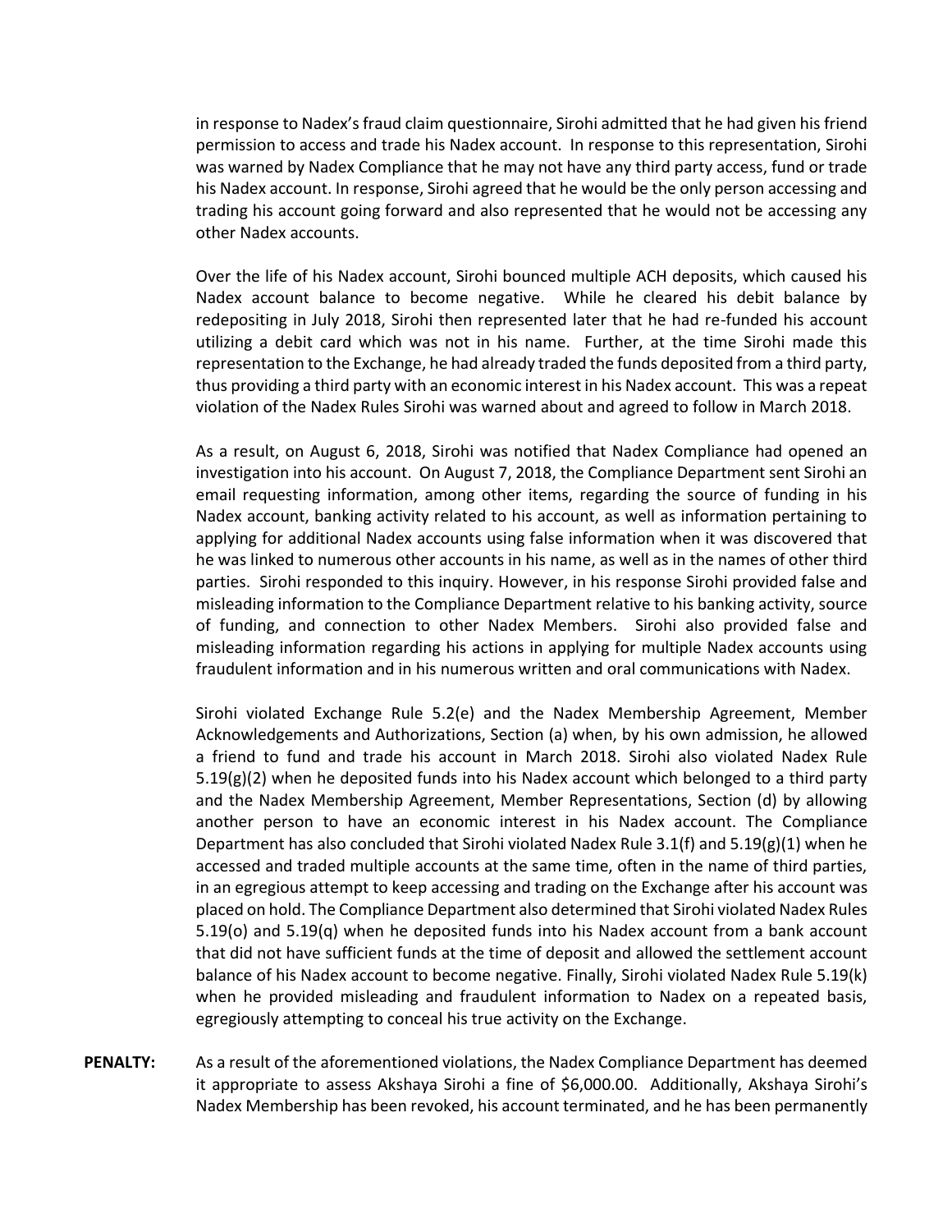in response to Nadex's fraud claim questionnaire, Sirohi admitted that he had given his friend permission to access and trade his Nadex account. In response to this representation, Sirohi was warned by Nadex Compliance that he may not have any third party access, fund or trade his Nadex account. In response, Sirohi agreed that he would be the only person accessing and trading his account going forward and also represented that he would not be accessing any other Nadex accounts.

Over the life of his Nadex account, Sirohi bounced multiple ACH deposits, which caused his Nadex account balance to become negative. While he cleared his debit balance by redepositing in July 2018, Sirohi then represented later that he had re-funded his account utilizing a debit card which was not in his name. Further, at the time Sirohi made this representation to the Exchange, he had already traded the funds deposited from a third party, thus providing a third party with an economic interest in his Nadex account. This was a repeat violation of the Nadex Rules Sirohi was warned about and agreed to follow in March 2018.

As a result, on August 6, 2018, Sirohi was notified that Nadex Compliance had opened an investigation into his account. On August 7, 2018, the Compliance Department sent Sirohi an email requesting information, among other items, regarding the source of funding in his Nadex account, banking activity related to his account, as well as information pertaining to applying for additional Nadex accounts using false information when it was discovered that he was linked to numerous other accounts in his name, as well as in the names of other third parties. Sirohi responded to this inquiry. However, in his response Sirohi provided false and misleading information to the Compliance Department relative to his banking activity, source of funding, and connection to other Nadex Members. Sirohi also provided false and misleading information regarding his actions in applying for multiple Nadex accounts using fraudulent information and in his numerous written and oral communications with Nadex.

Sirohi violated Exchange Rule 5.2(e) and the Nadex Membership Agreement, Member Acknowledgements and Authorizations, Section (a) when, by his own admission, he allowed a friend to fund and trade his account in March 2018. Sirohi also violated Nadex Rule 5.19(g)(2) when he deposited funds into his Nadex account which belonged to a third party and the Nadex Membership Agreement, Member Representations, Section (d) by allowing another person to have an economic interest in his Nadex account. The Compliance Department has also concluded that Sirohi violated Nadex Rule 3.1(f) and 5.19(g)(1) when he accessed and traded multiple accounts at the same time, often in the name of third parties, in an egregious attempt to keep accessing and trading on the Exchange after his account was placed on hold. The Compliance Department also determined that Sirohi violated Nadex Rules 5.19(o) and 5.19(q) when he deposited funds into his Nadex account from a bank account that did not have sufficient funds at the time of deposit and allowed the settlement account balance of his Nadex account to become negative. Finally, Sirohi violated Nadex Rule 5.19(k) when he provided misleading and fraudulent information to Nadex on a repeated basis, egregiously attempting to conceal his true activity on the Exchange.

**PENALTY:** As a result of the aforementioned violations, the Nadex Compliance Department has deemed it appropriate to assess Akshaya Sirohi a fine of $6,000.00. Additionally, Akshaya Sirohi's Nadex Membership has been revoked, his account terminated, and he has been permanently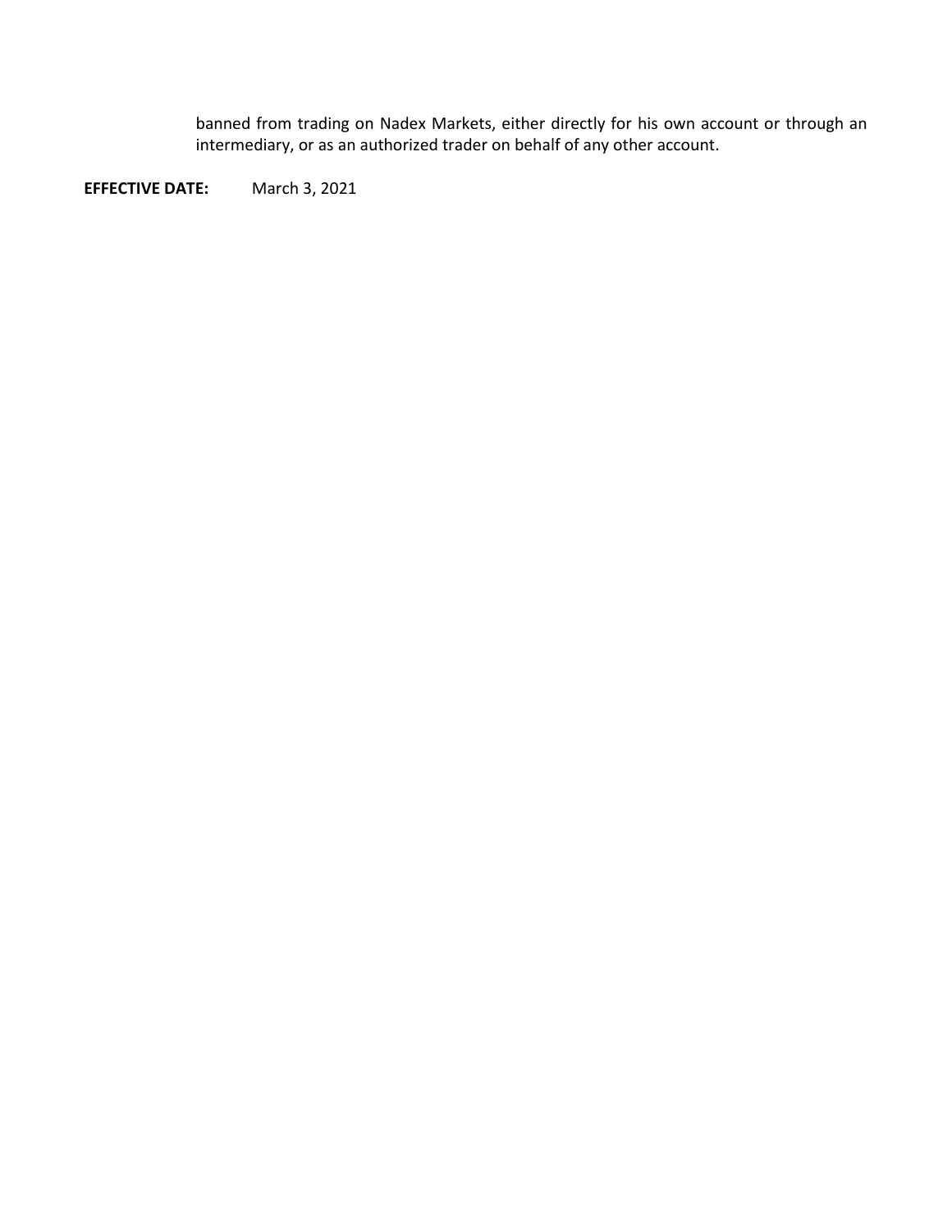banned from trading on Nadex Markets, either directly for his own account or through an intermediary, or as an authorized trader on behalf of any other account.

**EFFECTIVE DATE:** March 3, 2021